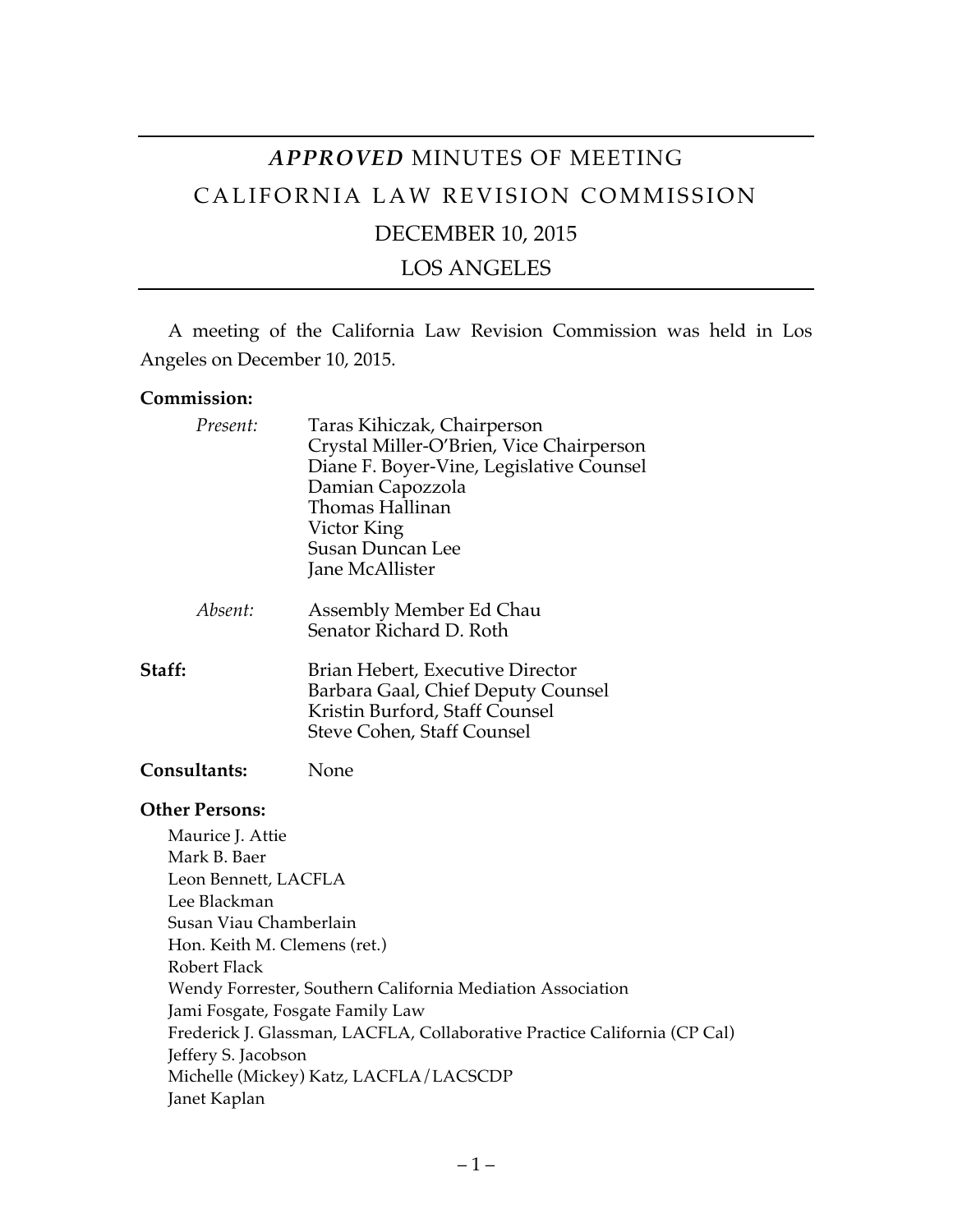# *APPROVED* MINUTES OF MEETING

# CALIFORNIA LAW REVISION COMMISSION

## DECEMBER 10, 2015

## LOS ANGELES

A meeting of the California Law Revision Commission was held in Los Angeles on December 10, 2015.

**Commission:**

*Present:*
Taras Kihiczak, Chairperson
Crystal Miller-O'Brien, Vice Chairperson
Diane F. Boyer-Vine, Legislative Counsel
Damian Capozzola
Thomas Hallinan
Victor King
Susan Duncan Lee
Jane McAllister

*Absent:*
Assembly Member Ed Chau
Senator Richard D. Roth

**Staff:**
Brian Hebert, Executive Director
Barbara Gaal, Chief Deputy Counsel
Kristin Burford, Staff Counsel
Steve Cohen, Staff Counsel

**Consultants:** None

**Other Persons:**

Maurice J. Attie
Mark B. Baer
Leon Bennett, LACFLA
Lee Blackman
Susan Viau Chamberlain
Hon. Keith M. Clemens (ret.)
Robert Flack
Wendy Forrester, Southern California Mediation Association
Jami Fosgate, Fosgate Family Law
Frederick J. Glassman, LACFLA, Collaborative Practice California (CP Cal)
Jeffery S. Jacobson
Michelle (Mickey) Katz, LACFLA/LACSCDP
Janet Kaplan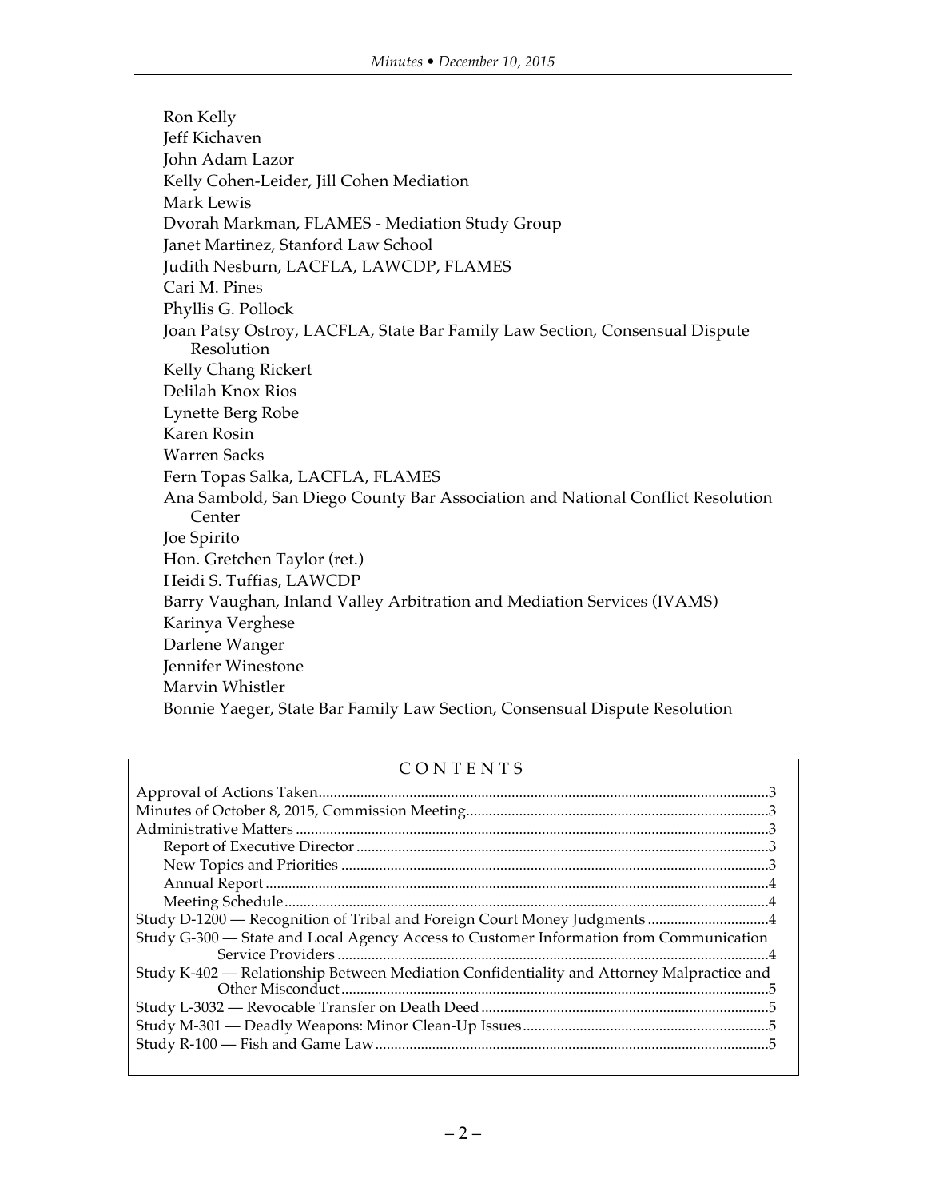Ron Kelly
Jeff Kichaven
John Adam Lazor
Kelly Cohen-Leider, Jill Cohen Mediation
Mark Lewis
Dvorah Markman, FLAMES - Mediation Study Group
Janet Martinez, Stanford Law School
Judith Nesburn, LACFLA, LAWCDP, FLAMES
Cari M. Pines
Phyllis G. Pollock
Joan Patsy Ostroy, LACFLA, State Bar Family Law Section, Consensual Dispute Resolution
Kelly Chang Rickert
Delilah Knox Rios
Lynette Berg Robe
Karen Rosin
Warren Sacks
Fern Topas Salka, LACFLA, FLAMES
Ana Sambold, San Diego County Bar Association and National Conflict Resolution Center
Joe Spirito
Hon. Gretchen Taylor (ret.)
Heidi S. Tuffias, LAWCDP
Barry Vaughan, Inland Valley Arbitration and Mediation Services (IVAMS)
Karinya Verghese
Darlene Wanger
Jennifer Winestone
Marvin Whistler
Bonnie Yaeger, State Bar Family Law Section, Consensual Dispute Resolution

## CONTENTS

- Approval of Actions Taken .......... 3
- Minutes of October 8, 2015, Commission Meeting .......... 3
- Administrative Matters .......... 3
  - Report of Executive Director .......... 3
  - New Topics and Priorities .......... 3
  - Annual Report .......... 4
  - Meeting Schedule .......... 4
- Study D-1200 — Recognition of Tribal and Foreign Court Money Judgments .......... 4
- Study G-300 — State and Local Agency Access to Customer Information from Communication Service Providers .......... 4
- Study K-402 — Relationship Between Mediation Confidentiality and Attorney Malpractice and Other Misconduct .......... 5
- Study L-3032 — Revocable Transfer on Death Deed .......... 5
- Study M-301 — Deadly Weapons: Minor Clean-Up Issues .......... 5
- Study R-100 — Fish and Game Law .......... 5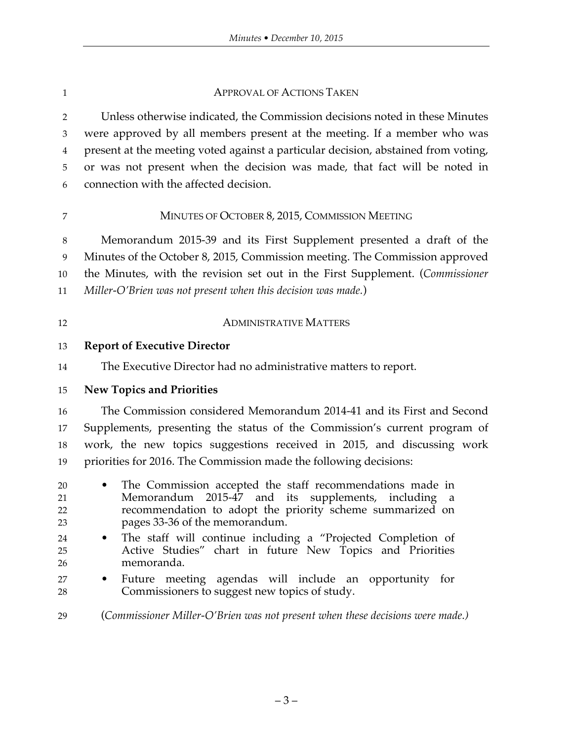## APPROVAL OF ACTIONS TAKEN

Unless otherwise indicated, the Commission decisions noted in these Minutes were approved by all members present at the meeting. If a member who was present at the meeting voted against a particular decision, abstained from voting, or was not present when the decision was made, that fact will be noted in connection with the affected decision.

## MINUTES OF OCTOBER 8, 2015, COMMISSION MEETING

Memorandum 2015-39 and its First Supplement presented a draft of the Minutes of the October 8, 2015, Commission meeting. The Commission approved the Minutes, with the revision set out in the First Supplement. (*Commissioner Miller-O'Brien was not present when this decision was made.*)

## ADMINISTRATIVE MATTERS

### Report of Executive Director

The Executive Director had no administrative matters to report.

### New Topics and Priorities

The Commission considered Memorandum 2014-41 and its First and Second Supplements, presenting the status of the Commission's current program of work, the new topics suggestions received in 2015, and discussing work priorities for 2016. The Commission made the following decisions:

- The Commission accepted the staff recommendations made in Memorandum 2015-47 and its supplements, including a recommendation to adopt the priority scheme summarized on pages 33-36 of the memorandum.
- The staff will continue including a "Projected Completion of Active Studies" chart in future New Topics and Priorities memoranda.
- Future meeting agendas will include an opportunity for Commissioners to suggest new topics of study.

(*Commissioner Miller-O'Brien was not present when these decisions were made.*)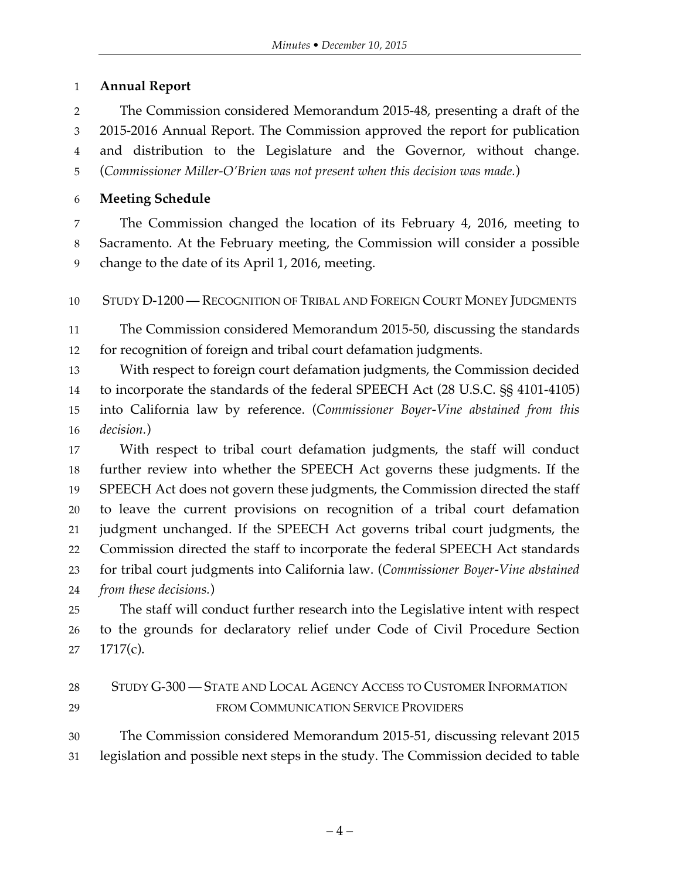**Annual Report**

The Commission considered Memorandum 2015-48, presenting a draft of the 2015-2016 Annual Report. The Commission approved the report for publication and distribution to the Legislature and the Governor, without change. (*Commissioner Miller-O'Brien was not present when this decision was made.*)

**Meeting Schedule**

The Commission changed the location of its February 4, 2016, meeting to Sacramento. At the February meeting, the Commission will consider a possible change to the date of its April 1, 2016, meeting.

STUDY D-1200 — RECOGNITION OF TRIBAL AND FOREIGN COURT MONEY JUDGMENTS

The Commission considered Memorandum 2015-50, discussing the standards for recognition of foreign and tribal court defamation judgments.

With respect to foreign court defamation judgments, the Commission decided to incorporate the standards of the federal SPEECH Act (28 U.S.C. §§ 4101-4105) into California law by reference. (*Commissioner Boyer-Vine abstained from this decision.*)

With respect to tribal court defamation judgments, the staff will conduct further review into whether the SPEECH Act governs these judgments. If the SPEECH Act does not govern these judgments, the Commission directed the staff to leave the current provisions on recognition of a tribal court defamation judgment unchanged. If the SPEECH Act governs tribal court judgments, the Commission directed the staff to incorporate the federal SPEECH Act standards for tribal court judgments into California law. (*Commissioner Boyer-Vine abstained from these decisions.*)

The staff will conduct further research into the Legislative intent with respect to the grounds for declaratory relief under Code of Civil Procedure Section 1717(c).

STUDY G-300 — STATE AND LOCAL AGENCY ACCESS TO CUSTOMER INFORMATION FROM COMMUNICATION SERVICE PROVIDERS

The Commission considered Memorandum 2015-51, discussing relevant 2015 legislation and possible next steps in the study. The Commission decided to table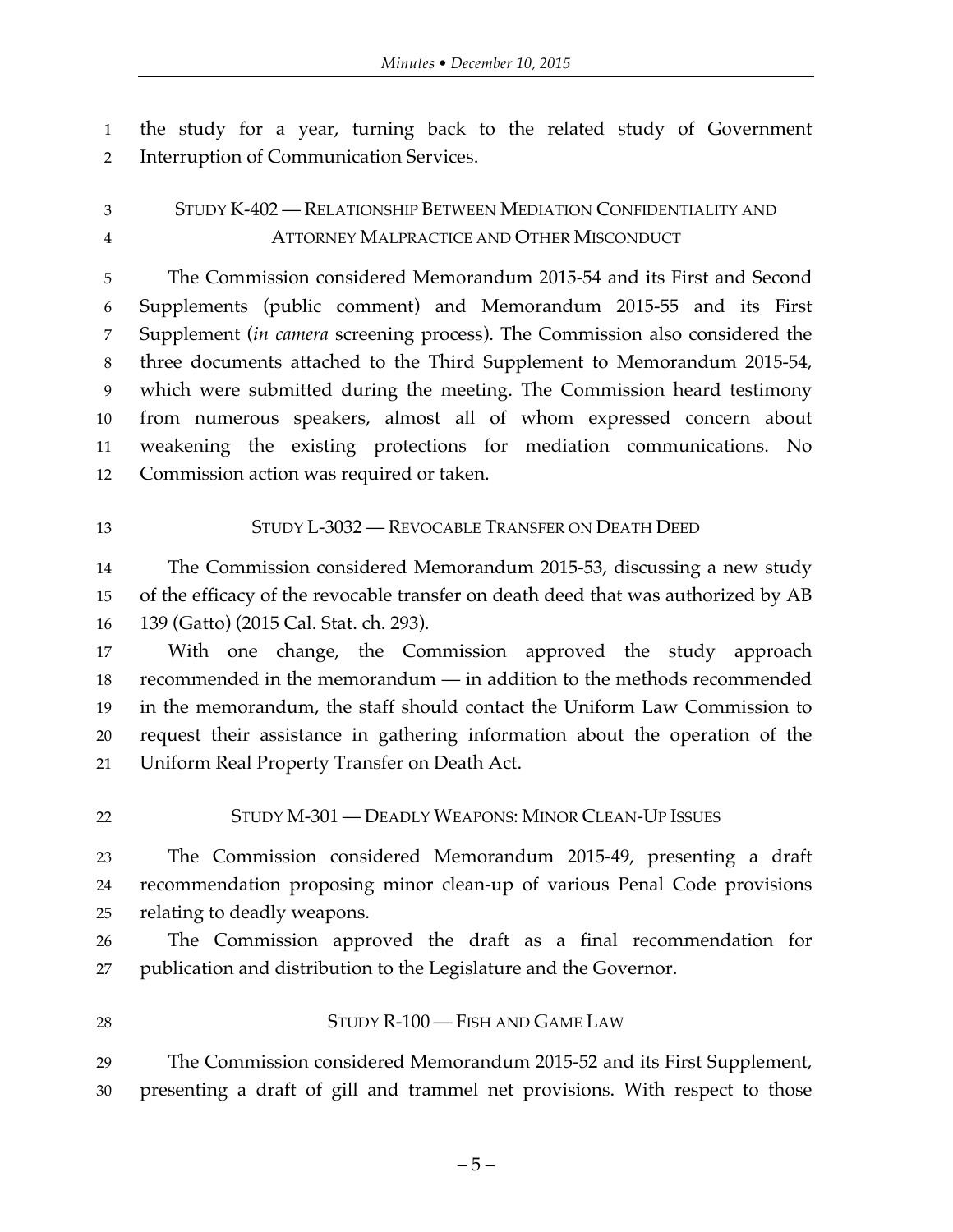the study for a year, turning back to the related study of Government Interruption of Communication Services.

### STUDY K-402 — RELATIONSHIP BETWEEN MEDIATION CONFIDENTIALITY AND ATTORNEY MALPRACTICE AND OTHER MISCONDUCT

The Commission considered Memorandum 2015-54 and its First and Second Supplements (public comment) and Memorandum 2015-55 and its First Supplement (*in camera* screening process). The Commission also considered the three documents attached to the Third Supplement to Memorandum 2015-54, which were submitted during the meeting. The Commission heard testimony from numerous speakers, almost all of whom expressed concern about weakening the existing protections for mediation communications. No Commission action was required or taken.

### STUDY L-3032 — REVOCABLE TRANSFER ON DEATH DEED

The Commission considered Memorandum 2015-53, discussing a new study of the efficacy of the revocable transfer on death deed that was authorized by AB 139 (Gatto) (2015 Cal. Stat. ch. 293).

With one change, the Commission approved the study approach recommended in the memorandum — in addition to the methods recommended in the memorandum, the staff should contact the Uniform Law Commission to request their assistance in gathering information about the operation of the Uniform Real Property Transfer on Death Act.

### STUDY M-301 — DEADLY WEAPONS: MINOR CLEAN-UP ISSUES

The Commission considered Memorandum 2015-49, presenting a draft recommendation proposing minor clean-up of various Penal Code provisions relating to deadly weapons.

The Commission approved the draft as a final recommendation for publication and distribution to the Legislature and the Governor.

### STUDY R-100 — FISH AND GAME LAW

The Commission considered Memorandum 2015-52 and its First Supplement, presenting a draft of gill and trammel net provisions. With respect to those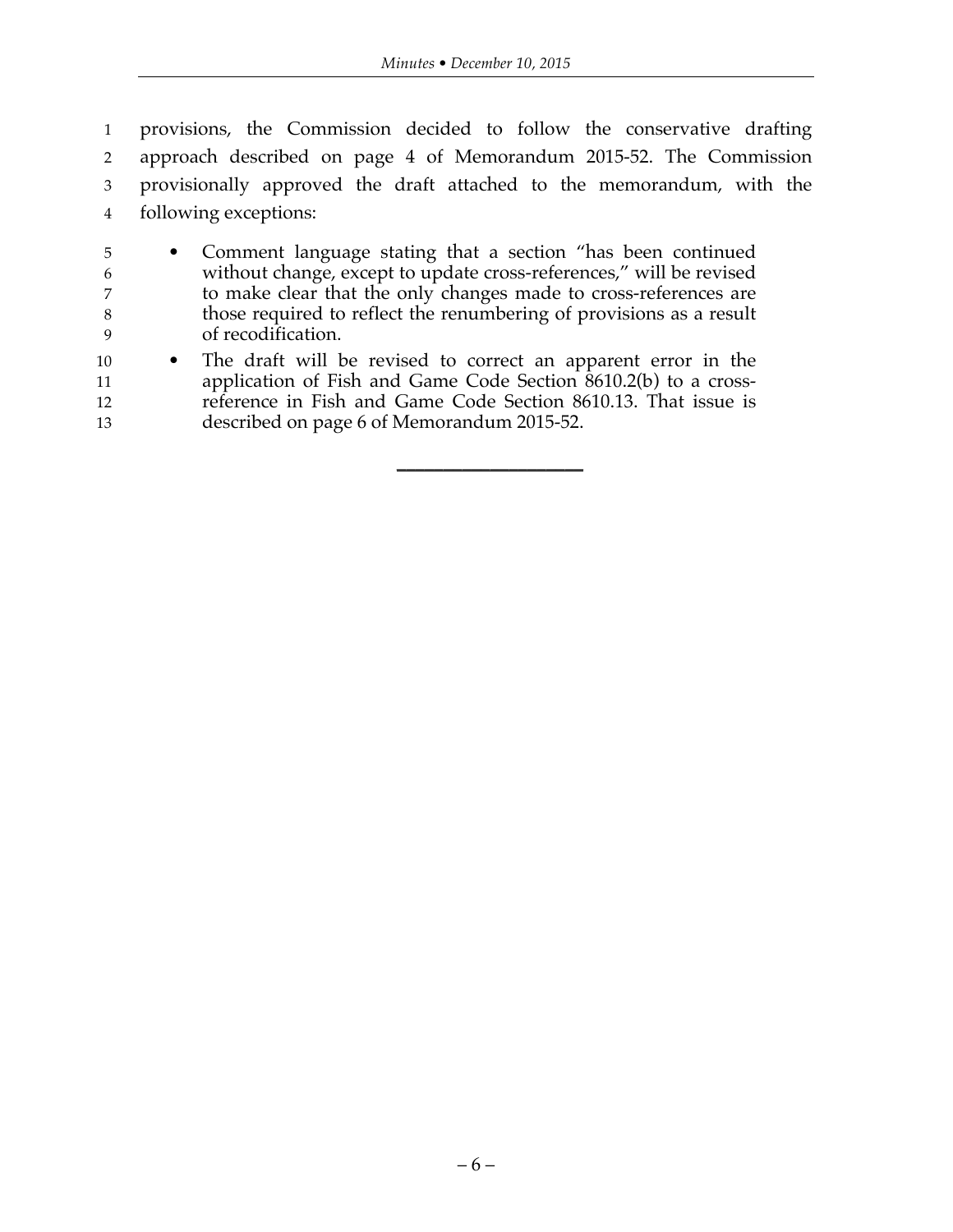provisions, the Commission decided to follow the conservative drafting approach described on page 4 of Memorandum 2015-52. The Commission provisionally approved the draft attached to the memorandum, with the following exceptions:

- Comment language stating that a section "has been continued without change, except to update cross-references," will be revised to make clear that the only changes made to cross-references are those required to reflect the renumbering of provisions as a result of recodification.
- The draft will be revised to correct an apparent error in the application of Fish and Game Code Section 8610.2(b) to a cross-reference in Fish and Game Code Section 8610.13. That issue is described on page 6 of Memorandum 2015-52.

---